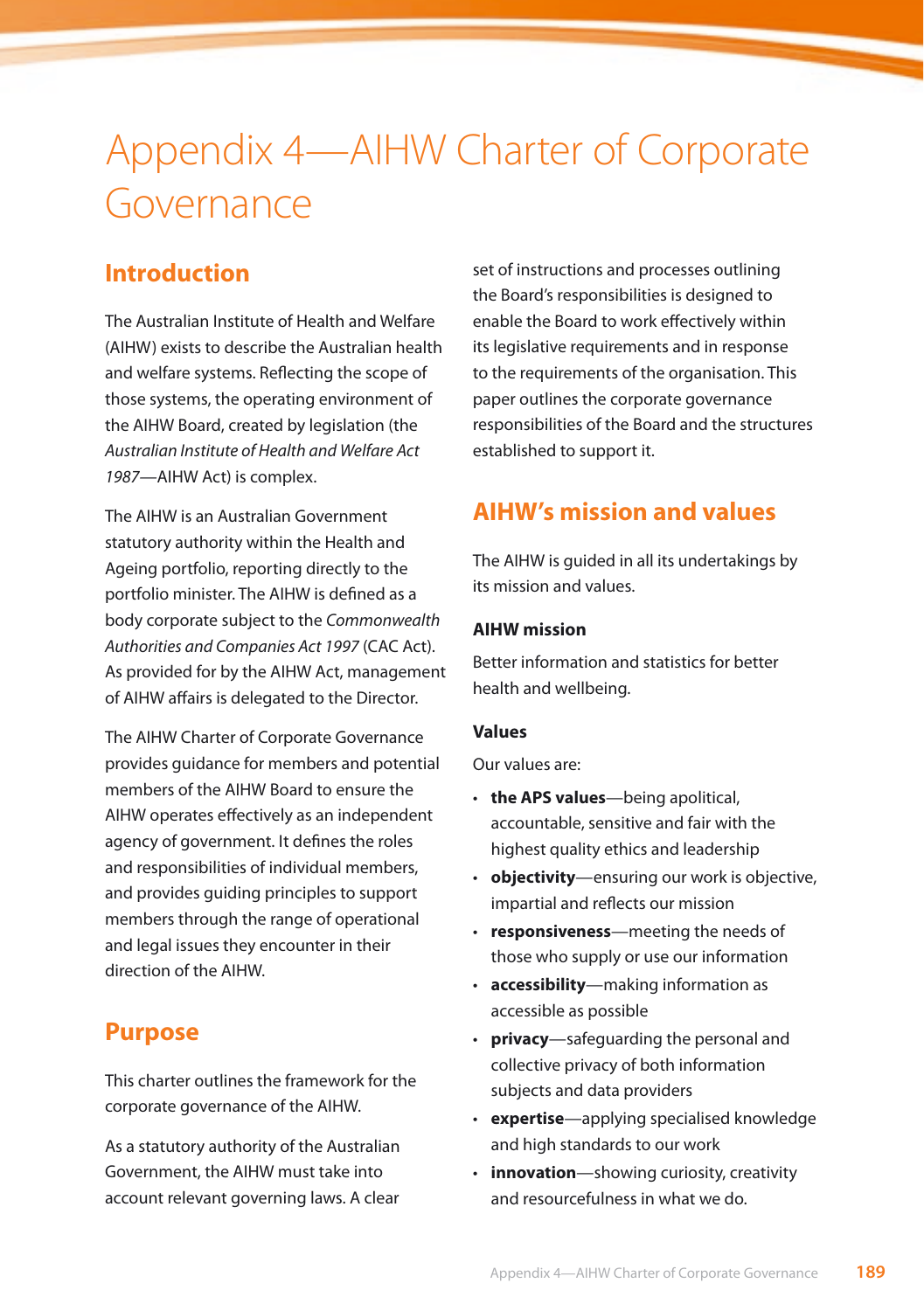# Appendix 4—AIHW Charter of Corporate Governance

## Introduction

The Australian Institute of Health and Welfare (AIHW) exists to describe the Australian health and welfare systems. Reflecting the scope of those systems, the operating environment of the AIHW Board, created by legislation (the *Australian Institute of Health and Welfare Act 1987*—AIHW Act) is complex.

The AIHW is an Australian Government statutory authority within the Health and Ageing portfolio, reporting directly to the portfolio minister. The AIHW is defined as a body corporate subject to the *Commonwealth Authorities and Companies Act 1997* (CAC Act). As provided for by the AIHW Act, management of AIHW affairs is delegated to the Director.

The AIHW Charter of Corporate Governance provides guidance for members and potential members of the AIHW Board to ensure the AIHW operates effectively as an independent agency of government. It defines the roles and responsibilities of individual members, and provides guiding principles to support members through the range of operational and legal issues they encounter in their direction of the AIHW.

## Purpose

This charter outlines the framework for the corporate governance of the AIHW.

As a statutory authority of the Australian Government, the AIHW must take into account relevant governing laws. A clear set of instructions and processes outlining the Board's responsibilities is designed to enable the Board to work effectively within its legislative requirements and in response to the requirements of the organisation. This paper outlines the corporate governance responsibilities of the Board and the structures established to support it.

## AIHW's mission and values

The AIHW is guided in all its undertakings by its mission and values.

### AIHW mission

Better information and statistics for better health and wellbeing.

### Values

Our values are:

- **the APS values**—being apolitical, accountable, sensitive and fair with the highest quality ethics and leadership
- **objectivity**—ensuring our work is objective, impartial and reflects our mission
- **responsiveness**—meeting the needs of those who supply or use our information
- **accessibility**—making information as accessible as possible
- **privacy**—safeguarding the personal and collective privacy of both information subjects and data providers
- **expertise**—applying specialised knowledge and high standards to our work
- **innovation**—showing curiosity, creativity and resourcefulness in what we do.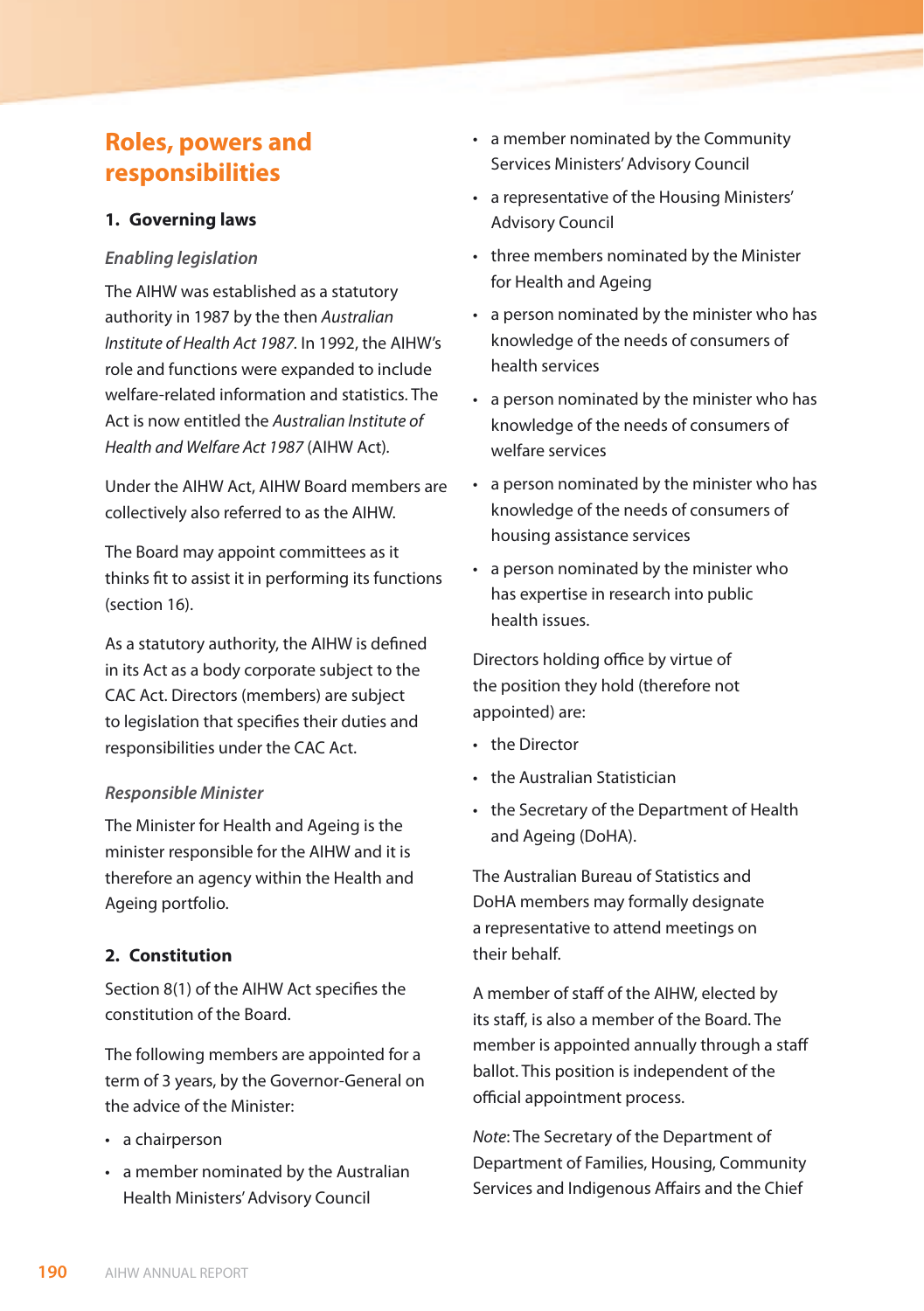## Roles, powers and responsibilities

### 1. Governing laws

#### *Enabling legislation*

The AIHW was established as a statutory authority in 1987 by the then *Australian Institute of Health Act 1987*. In 1992, the AIHW's role and functions were expanded to include welfare-related information and statistics. The Act is now entitled the *Australian Institute of Health and Welfare Act 1987* (AIHW Act).

Under the AIHW Act, AIHW Board members are collectively also referred to as the AIHW.

The Board may appoint committees as it thinks fit to assist it in performing its functions (section 16).

As a statutory authority, the AIHW is defined in its Act as a body corporate subject to the CAC Act. Directors (members) are subject to legislation that specifies their duties and responsibilities under the CAC Act.

#### *Responsible Minister*

The Minister for Health and Ageing is the minister responsible for the AIHW and it is therefore an agency within the Health and Ageing portfolio.

### 2. Constitution

Section 8(1) of the AIHW Act specifies the constitution of the Board.

The following members are appointed for a term of 3 years, by the Governor-General on the advice of the Minister:

- a chairperson
- a member nominated by the Australian Health Ministers' Advisory Council
- a member nominated by the Community Services Ministers' Advisory Council
- a representative of the Housing Ministers' Advisory Council
- three members nominated by the Minister for Health and Ageing
- a person nominated by the minister who has knowledge of the needs of consumers of health services
- a person nominated by the minister who has knowledge of the needs of consumers of welfare services
- a person nominated by the minister who has knowledge of the needs of consumers of housing assistance services
- a person nominated by the minister who has expertise in research into public health issues.

Directors holding office by virtue of the position they hold (therefore not appointed) are:

- the Director
- the Australian Statistician
- the Secretary of the Department of Health and Ageing (DoHA).

The Australian Bureau of Statistics and DoHA members may formally designate a representative to attend meetings on their behalf.

A member of staff of the AIHW, elected by its staff, is also a member of the Board. The member is appointed annually through a staff ballot. This position is independent of the official appointment process.

*Note*: The Secretary of the Department of Department of Families, Housing, Community Services and Indigenous Affairs and the Chief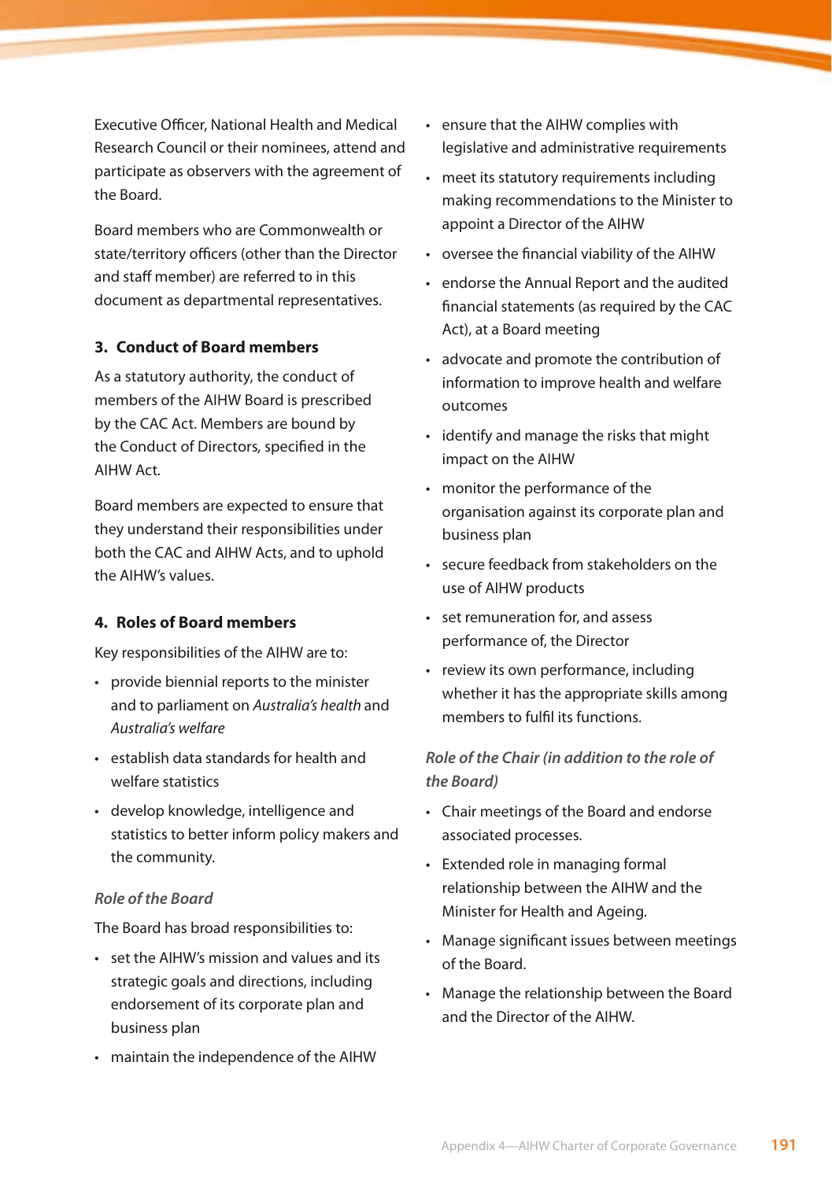Executive Officer, National Health and Medical Research Council or their nominees, attend and participate as observers with the agreement of the Board.

Board members who are Commonwealth or state/territory officers (other than the Director and staff member) are referred to in this document as departmental representatives.

### 3. Conduct of Board members

As a statutory authority, the conduct of members of the AIHW Board is prescribed by the CAC Act. Members are bound by the Conduct of Directors, specified in the AIHW Act.

Board members are expected to ensure that they understand their responsibilities under both the CAC and AIHW Acts, and to uphold the AIHW's values.

### 4. Roles of Board members

Key responsibilities of the AIHW are to:

- provide biennial reports to the minister and to parliament on *Australia's health* and *Australia's welfare*
- establish data standards for health and welfare statistics
- develop knowledge, intelligence and statistics to better inform policy makers and the community.

*Role of the Board*

The Board has broad responsibilities to:

- set the AIHW's mission and values and its strategic goals and directions, including endorsement of its corporate plan and business plan
- maintain the independence of the AIHW
- ensure that the AIHW complies with legislative and administrative requirements
- meet its statutory requirements including making recommendations to the Minister to appoint a Director of the AIHW
- oversee the financial viability of the AIHW
- endorse the Annual Report and the audited financial statements (as required by the CAC Act), at a Board meeting
- advocate and promote the contribution of information to improve health and welfare outcomes
- identify and manage the risks that might impact on the AIHW
- monitor the performance of the organisation against its corporate plan and business plan
- secure feedback from stakeholders on the use of AIHW products
- set remuneration for, and assess performance of, the Director
- review its own performance, including whether it has the appropriate skills among members to fulfil its functions.

*Role of the Chair (in addition to the role of the Board)*

- Chair meetings of the Board and endorse associated processes.
- Extended role in managing formal relationship between the AIHW and the Minister for Health and Ageing.
- Manage significant issues between meetings of the Board.
- Manage the relationship between the Board and the Director of the AIHW.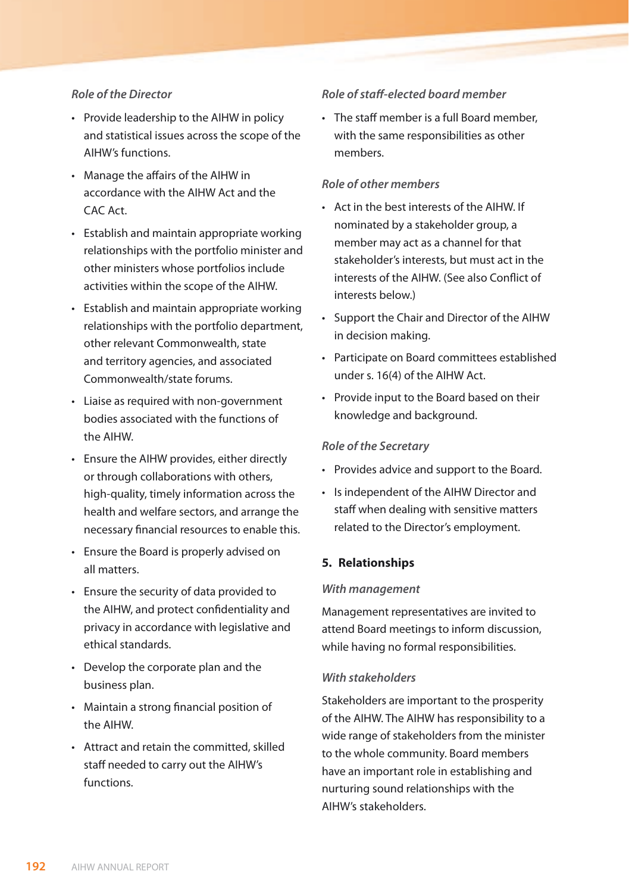*Role of the Director*

- Provide leadership to the AIHW in policy and statistical issues across the scope of the AIHW's functions.
- Manage the affairs of the AIHW in accordance with the AIHW Act and the CAC Act.
- Establish and maintain appropriate working relationships with the portfolio minister and other ministers whose portfolios include activities within the scope of the AIHW.
- Establish and maintain appropriate working relationships with the portfolio department, other relevant Commonwealth, state and territory agencies, and associated Commonwealth/state forums.
- Liaise as required with non-government bodies associated with the functions of the AIHW.
- Ensure the AIHW provides, either directly or through collaborations with others, high-quality, timely information across the health and welfare sectors, and arrange the necessary financial resources to enable this.
- Ensure the Board is properly advised on all matters.
- Ensure the security of data provided to the AIHW, and protect confidentiality and privacy in accordance with legislative and ethical standards.
- Develop the corporate plan and the business plan.
- Maintain a strong financial position of the AIHW.
- Attract and retain the committed, skilled staff needed to carry out the AIHW's functions.

*Role of staff-elected board member*

- The staff member is a full Board member, with the same responsibilities as other members.

*Role of other members*

- Act in the best interests of the AIHW. If nominated by a stakeholder group, a member may act as a channel for that stakeholder's interests, but must act in the interests of the AIHW. (See also Conflict of interests below.)
- Support the Chair and Director of the AIHW in decision making.
- Participate on Board committees established under s. 16(4) of the AIHW Act.
- Provide input to the Board based on their knowledge and background.

*Role of the Secretary*

- Provides advice and support to the Board.
- Is independent of the AIHW Director and staff when dealing with sensitive matters related to the Director's employment.

**5. Relationships**

*With management*

Management representatives are invited to attend Board meetings to inform discussion, while having no formal responsibilities.

*With stakeholders*

Stakeholders are important to the prosperity of the AIHW. The AIHW has responsibility to a wide range of stakeholders from the minister to the whole community. Board members have an important role in establishing and nurturing sound relationships with the AIHW's stakeholders.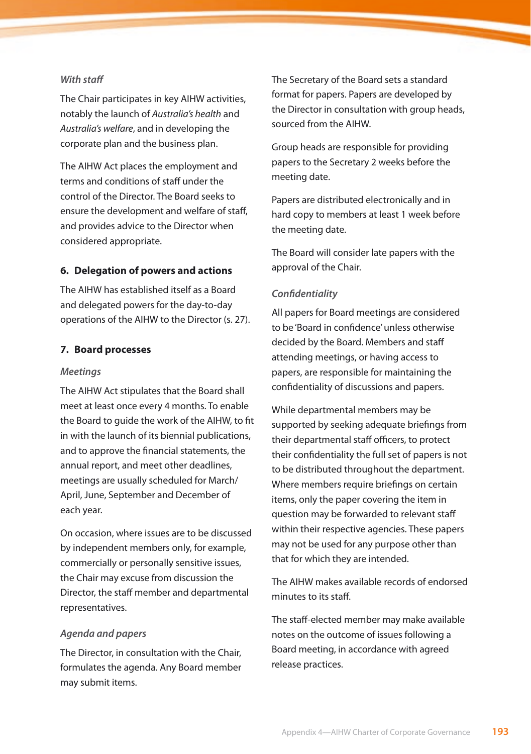*With staff*

The Chair participates in key AIHW activities, notably the launch of *Australia's health* and *Australia's welfare*, and in developing the corporate plan and the business plan.

The AIHW Act places the employment and terms and conditions of staff under the control of the Director. The Board seeks to ensure the development and welfare of staff, and provides advice to the Director when considered appropriate.

### 6. Delegation of powers and actions

The AIHW has established itself as a Board and delegated powers for the day-to-day operations of the AIHW to the Director (s. 27).

### 7. Board processes

*Meetings*

The AIHW Act stipulates that the Board shall meet at least once every 4 months. To enable the Board to guide the work of the AIHW, to fit in with the launch of its biennial publications, and to approve the financial statements, the annual report, and meet other deadlines, meetings are usually scheduled for March/April, June, September and December of each year.

On occasion, where issues are to be discussed by independent members only, for example, commercially or personally sensitive issues, the Chair may excuse from discussion the Director, the staff member and departmental representatives.

*Agenda and papers*

The Director, in consultation with the Chair, formulates the agenda. Any Board member may submit items.

The Secretary of the Board sets a standard format for papers. Papers are developed by the Director in consultation with group heads, sourced from the AIHW.

Group heads are responsible for providing papers to the Secretary 2 weeks before the meeting date.

Papers are distributed electronically and in hard copy to members at least 1 week before the meeting date.

The Board will consider late papers with the approval of the Chair.

*Confidentiality*

All papers for Board meetings are considered to be 'Board in confidence' unless otherwise decided by the Board. Members and staff attending meetings, or having access to papers, are responsible for maintaining the confidentiality of discussions and papers.

While departmental members may be supported by seeking adequate briefings from their departmental staff officers, to protect their confidentiality the full set of papers is not to be distributed throughout the department. Where members require briefings on certain items, only the paper covering the item in question may be forwarded to relevant staff within their respective agencies. These papers may not be used for any purpose other than that for which they are intended.

The AIHW makes available records of endorsed minutes to its staff.

The staff-elected member may make available notes on the outcome of issues following a Board meeting, in accordance with agreed release practices.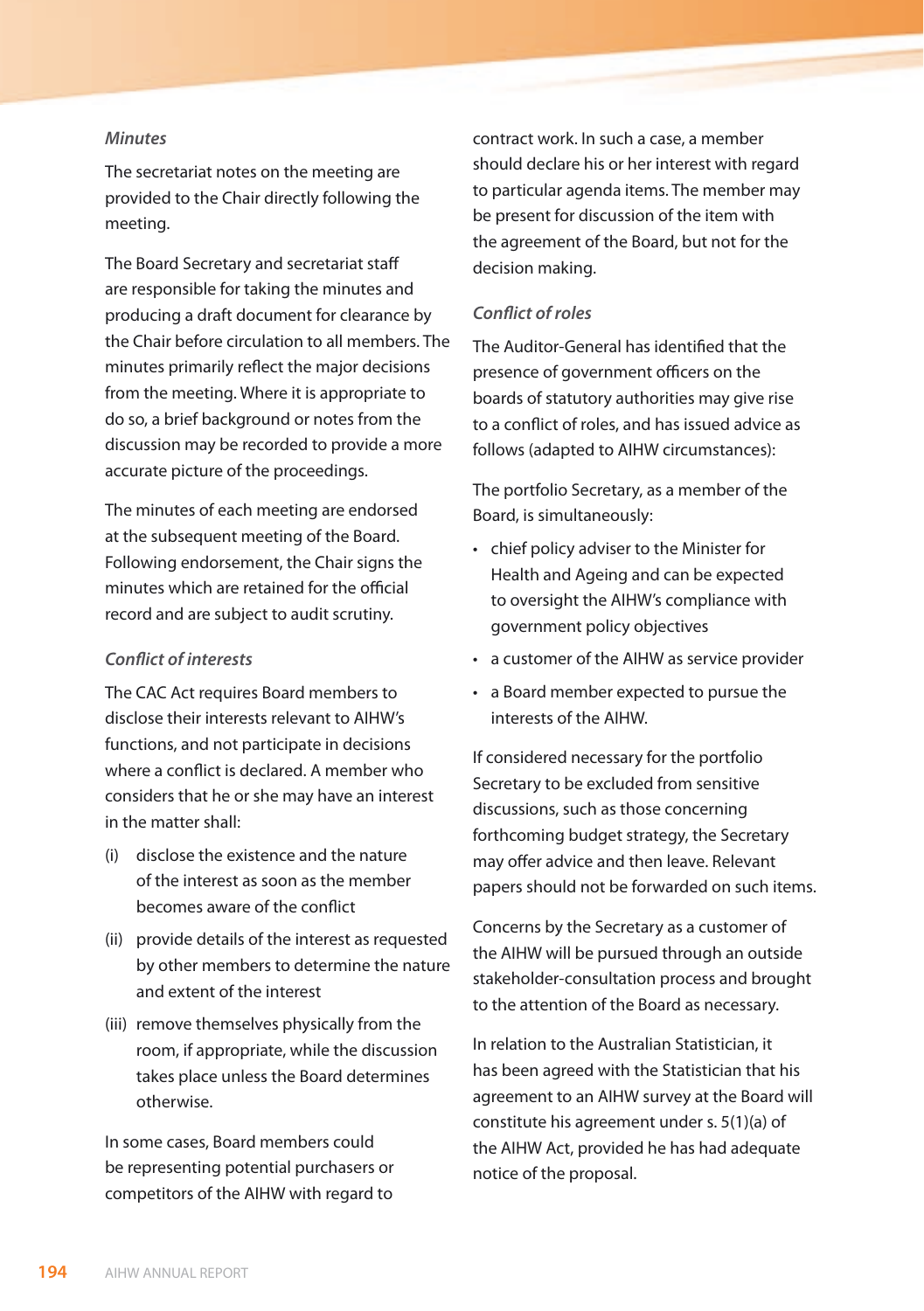### *Minutes*

The secretariat notes on the meeting are provided to the Chair directly following the meeting.

The Board Secretary and secretariat staff are responsible for taking the minutes and producing a draft document for clearance by the Chair before circulation to all members. The minutes primarily reflect the major decisions from the meeting. Where it is appropriate to do so, a brief background or notes from the discussion may be recorded to provide a more accurate picture of the proceedings.

The minutes of each meeting are endorsed at the subsequent meeting of the Board. Following endorsement, the Chair signs the minutes which are retained for the official record and are subject to audit scrutiny.

### *Conflict of interests*

The CAC Act requires Board members to disclose their interests relevant to AIHW's functions, and not participate in decisions where a conflict is declared. A member who considers that he or she may have an interest in the matter shall:

(i) disclose the existence and the nature of the interest as soon as the member becomes aware of the conflict

(ii) provide details of the interest as requested by other members to determine the nature and extent of the interest

(iii) remove themselves physically from the room, if appropriate, while the discussion takes place unless the Board determines otherwise.

In some cases, Board members could be representing potential purchasers or competitors of the AIHW with regard to contract work. In such a case, a member should declare his or her interest with regard to particular agenda items. The member may be present for discussion of the item with the agreement of the Board, but not for the decision making.

### *Conflict of roles*

The Auditor-General has identified that the presence of government officers on the boards of statutory authorities may give rise to a conflict of roles, and has issued advice as follows (adapted to AIHW circumstances):

The portfolio Secretary, as a member of the Board, is simultaneously:

- chief policy adviser to the Minister for Health and Ageing and can be expected to oversight the AIHW's compliance with government policy objectives
- a customer of the AIHW as service provider
- a Board member expected to pursue the interests of the AIHW.

If considered necessary for the portfolio Secretary to be excluded from sensitive discussions, such as those concerning forthcoming budget strategy, the Secretary may offer advice and then leave. Relevant papers should not be forwarded on such items.

Concerns by the Secretary as a customer of the AIHW will be pursued through an outside stakeholder-consultation process and brought to the attention of the Board as necessary.

In relation to the Australian Statistician, it has been agreed with the Statistician that his agreement to an AIHW survey at the Board will constitute his agreement under s. 5(1)(a) of the AIHW Act, provided he has had adequate notice of the proposal.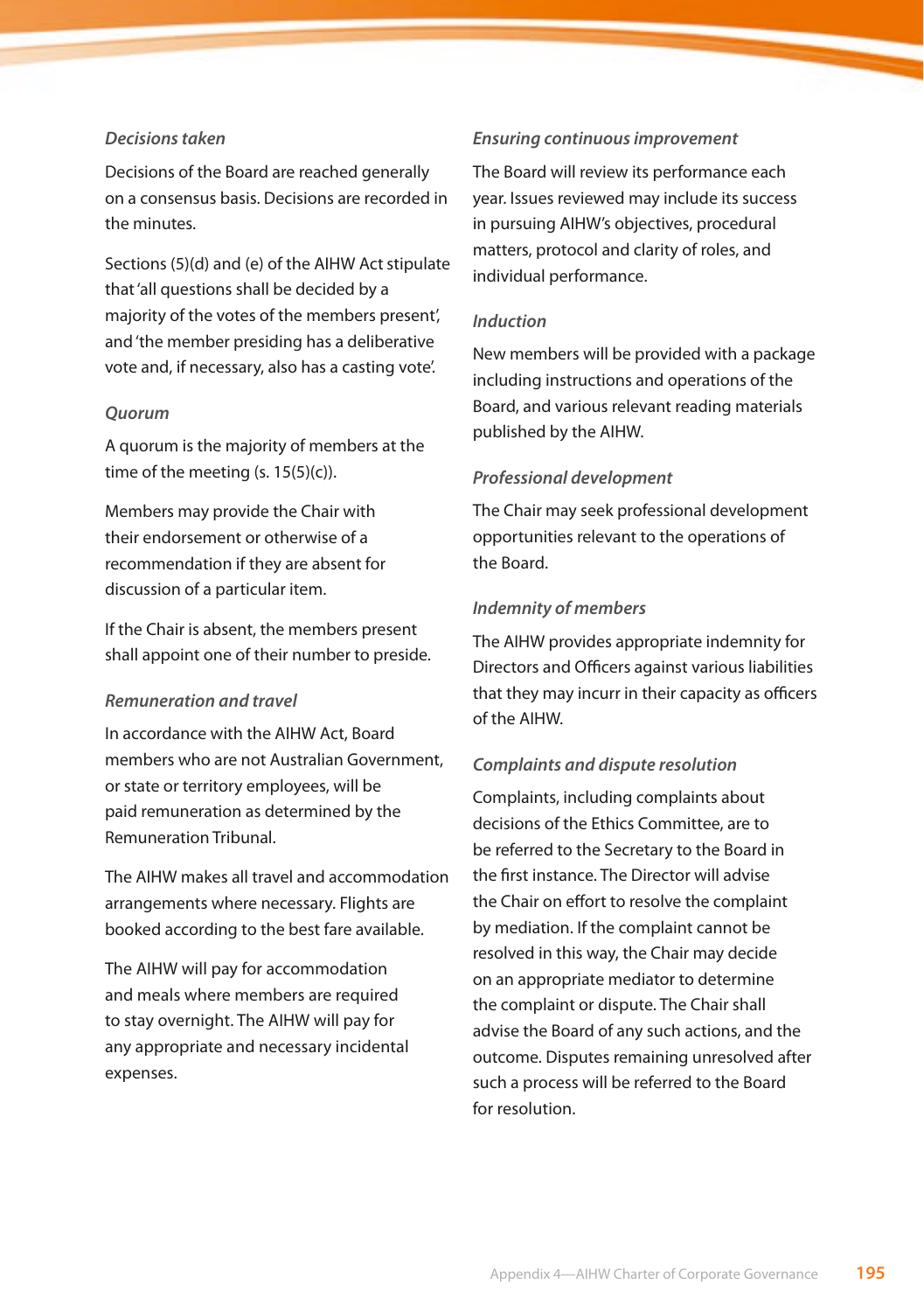*Decisions taken*

Decisions of the Board are reached generally on a consensus basis. Decisions are recorded in the minutes.

Sections (5)(d) and (e) of the AIHW Act stipulate that 'all questions shall be decided by a majority of the votes of the members present', and 'the member presiding has a deliberative vote and, if necessary, also has a casting vote'.

*Quorum*

A quorum is the majority of members at the time of the meeting (s. 15(5)(c)).

Members may provide the Chair with their endorsement or otherwise of a recommendation if they are absent for discussion of a particular item.

If the Chair is absent, the members present shall appoint one of their number to preside.

*Remuneration and travel*

In accordance with the AIHW Act, Board members who are not Australian Government, or state or territory employees, will be paid remuneration as determined by the Remuneration Tribunal.

The AIHW makes all travel and accommodation arrangements where necessary. Flights are booked according to the best fare available.

The AIHW will pay for accommodation and meals where members are required to stay overnight. The AIHW will pay for any appropriate and necessary incidental expenses.

*Ensuring continuous improvement*

The Board will review its performance each year. Issues reviewed may include its success in pursuing AIHW's objectives, procedural matters, protocol and clarity of roles, and individual performance.

*Induction*

New members will be provided with a package including instructions and operations of the Board, and various relevant reading materials published by the AIHW.

*Professional development*

The Chair may seek professional development opportunities relevant to the operations of the Board.

*Indemnity of members*

The AIHW provides appropriate indemnity for Directors and Officers against various liabilities that they may incurr in their capacity as officers of the AIHW.

*Complaints and dispute resolution*

Complaints, including complaints about decisions of the Ethics Committee, are to be referred to the Secretary to the Board in the first instance. The Director will advise the Chair on effort to resolve the complaint by mediation. If the complaint cannot be resolved in this way, the Chair may decide on an appropriate mediator to determine the complaint or dispute. The Chair shall advise the Board of any such actions, and the outcome. Disputes remaining unresolved after such a process will be referred to the Board for resolution.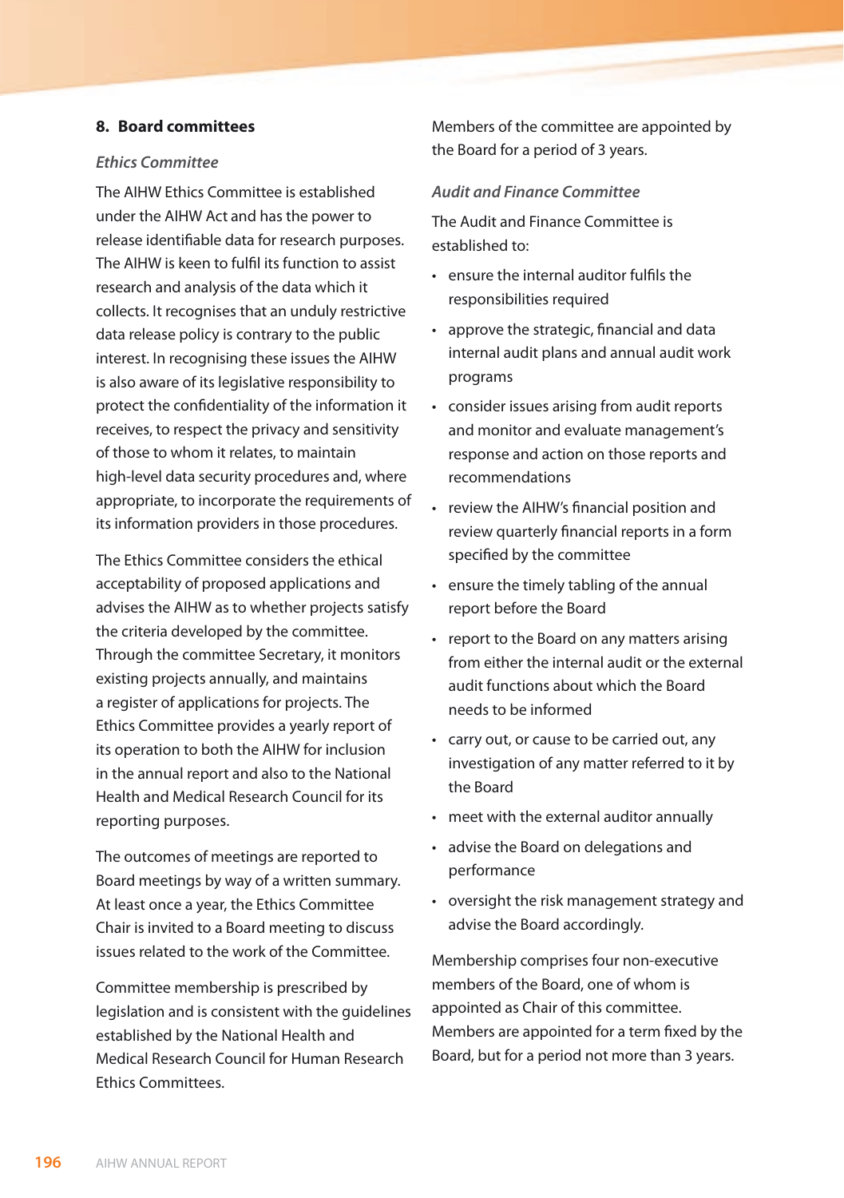## 8. Board committees

### *Ethics Committee*

The AIHW Ethics Committee is established under the AIHW Act and has the power to release identifiable data for research purposes. The AIHW is keen to fulfil its function to assist research and analysis of the data which it collects. It recognises that an unduly restrictive data release policy is contrary to the public interest. In recognising these issues the AIHW is also aware of its legislative responsibility to protect the confidentiality of the information it receives, to respect the privacy and sensitivity of those to whom it relates, to maintain high-level data security procedures and, where appropriate, to incorporate the requirements of its information providers in those procedures.

The Ethics Committee considers the ethical acceptability of proposed applications and advises the AIHW as to whether projects satisfy the criteria developed by the committee. Through the committee Secretary, it monitors existing projects annually, and maintains a register of applications for projects. The Ethics Committee provides a yearly report of its operation to both the AIHW for inclusion in the annual report and also to the National Health and Medical Research Council for its reporting purposes.

The outcomes of meetings are reported to Board meetings by way of a written summary. At least once a year, the Ethics Committee Chair is invited to a Board meeting to discuss issues related to the work of the Committee.

Committee membership is prescribed by legislation and is consistent with the guidelines established by the National Health and Medical Research Council for Human Research Ethics Committees.

Members of the committee are appointed by the Board for a period of 3 years.

### *Audit and Finance Committee*

The Audit and Finance Committee is established to:

- ensure the internal auditor fulfils the responsibilities required
- approve the strategic, financial and data internal audit plans and annual audit work programs
- consider issues arising from audit reports and monitor and evaluate management's response and action on those reports and recommendations
- review the AIHW's financial position and review quarterly financial reports in a form specified by the committee
- ensure the timely tabling of the annual report before the Board
- report to the Board on any matters arising from either the internal audit or the external audit functions about which the Board needs to be informed
- carry out, or cause to be carried out, any investigation of any matter referred to it by the Board
- meet with the external auditor annually
- advise the Board on delegations and performance
- oversight the risk management strategy and advise the Board accordingly.

Membership comprises four non-executive members of the Board, one of whom is appointed as Chair of this committee. Members are appointed for a term fixed by the Board, but for a period not more than 3 years.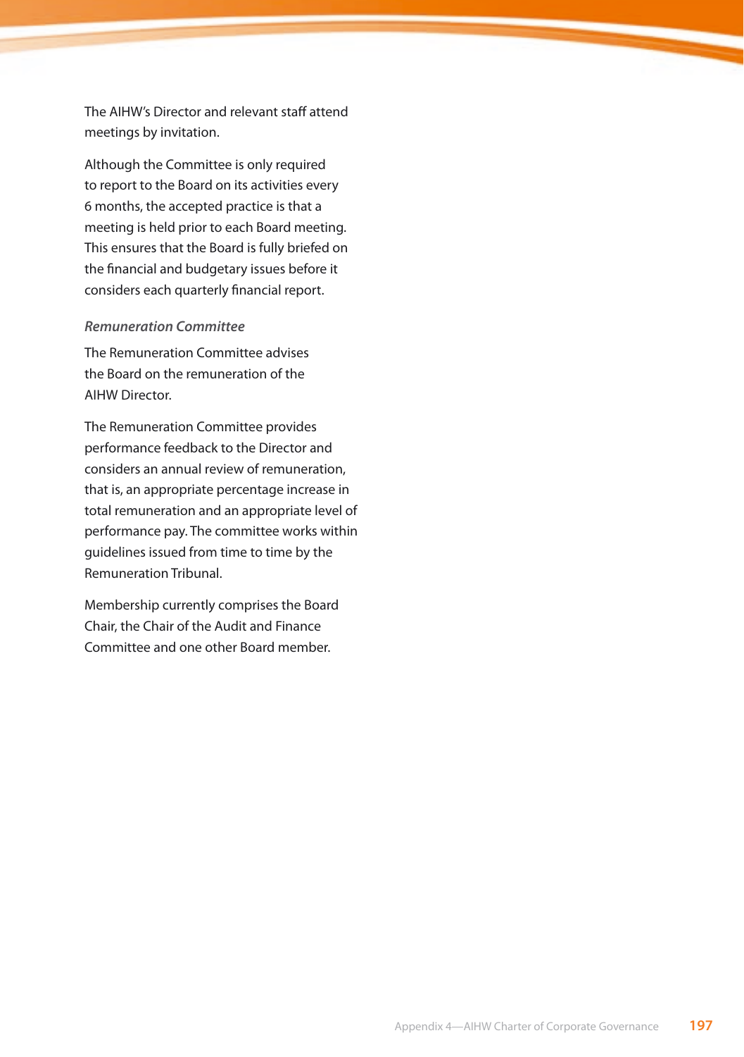The AIHW's Director and relevant staff attend meetings by invitation.

Although the Committee is only required to report to the Board on its activities every 6 months, the accepted practice is that a meeting is held prior to each Board meeting. This ensures that the Board is fully briefed on the financial and budgetary issues before it considers each quarterly financial report.

#### *Remuneration Committee*

The Remuneration Committee advises the Board on the remuneration of the AIHW Director.

The Remuneration Committee provides performance feedback to the Director and considers an annual review of remuneration, that is, an appropriate percentage increase in total remuneration and an appropriate level of performance pay. The committee works within guidelines issued from time to time by the Remuneration Tribunal.

Membership currently comprises the Board Chair, the Chair of the Audit and Finance Committee and one other Board member.